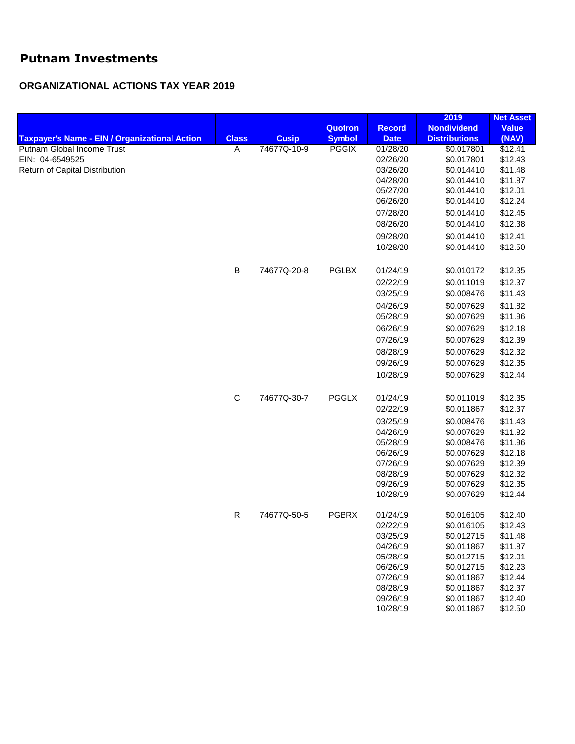# Putnam Investments

### ORGANIZATIONAL ACTIONS TAX YEAR 2019

| Taxpayer's Name - EIN / Organizational Action | Class | Cusip | Quotron Symbol | Record Date | 2019 Nondividend Distributions | Net Asset Value (NAV) |
|---|---|---|---|---|---|---|
| Putnam Global Income Trust | A | 74677Q-10-9 | PGGIX | 01/28/20 | $0.017801 | $12.41 |
| EIN: 04-6549525 | | | | 02/26/20 | $0.017801 | $12.43 |
| Return of Capital Distribution | | | | 03/26/20 | $0.014410 | $11.48 |
| | | | | 04/28/20 | $0.014410 | $11.87 |
| | | | | 05/27/20 | $0.014410 | $12.01 |
| | | | | 06/26/20 | $0.014410 | $12.24 |
| | | | | 07/28/20 | $0.014410 | $12.45 |
| | | | | 08/26/20 | $0.014410 | $12.38 |
| | | | | 09/28/20 | $0.014410 | $12.41 |
| | | | | 10/28/20 | $0.014410 | $12.50 |
| | B | 74677Q-20-8 | PGLBX | 01/24/19 | $0.010172 | $12.35 |
| | | | | 02/22/19 | $0.011019 | $12.37 |
| | | | | 03/25/19 | $0.008476 | $11.43 |
| | | | | 04/26/19 | $0.007629 | $11.82 |
| | | | | 05/28/19 | $0.007629 | $11.96 |
| | | | | 06/26/19 | $0.007629 | $12.18 |
| | | | | 07/26/19 | $0.007629 | $12.39 |
| | | | | 08/28/19 | $0.007629 | $12.32 |
| | | | | 09/26/19 | $0.007629 | $12.35 |
| | | | | 10/28/19 | $0.007629 | $12.44 |
| | C | 74677Q-30-7 | PGGLX | 01/24/19 | $0.011019 | $12.35 |
| | | | | 02/22/19 | $0.011867 | $12.37 |
| | | | | 03/25/19 | $0.008476 | $11.43 |
| | | | | 04/26/19 | $0.007629 | $11.82 |
| | | | | 05/28/19 | $0.008476 | $11.96 |
| | | | | 06/26/19 | $0.007629 | $12.18 |
| | | | | 07/26/19 | $0.007629 | $12.39 |
| | | | | 08/28/19 | $0.007629 | $12.32 |
| | | | | 09/26/19 | $0.007629 | $12.35 |
| | | | | 10/28/19 | $0.007629 | $12.44 |
| | R | 74677Q-50-5 | PGBRX | 01/24/19 | $0.016105 | $12.40 |
| | | | | 02/22/19 | $0.016105 | $12.43 |
| | | | | 03/25/19 | $0.012715 | $11.48 |
| | | | | 04/26/19 | $0.011867 | $11.87 |
| | | | | 05/28/19 | $0.012715 | $12.01 |
| | | | | 06/26/19 | $0.012715 | $12.23 |
| | | | | 07/26/19 | $0.011867 | $12.44 |
| | | | | 08/28/19 | $0.011867 | $12.37 |
| | | | | 09/26/19 | $0.011867 | $12.40 |
| | | | | 10/28/19 | $0.011867 | $12.50 |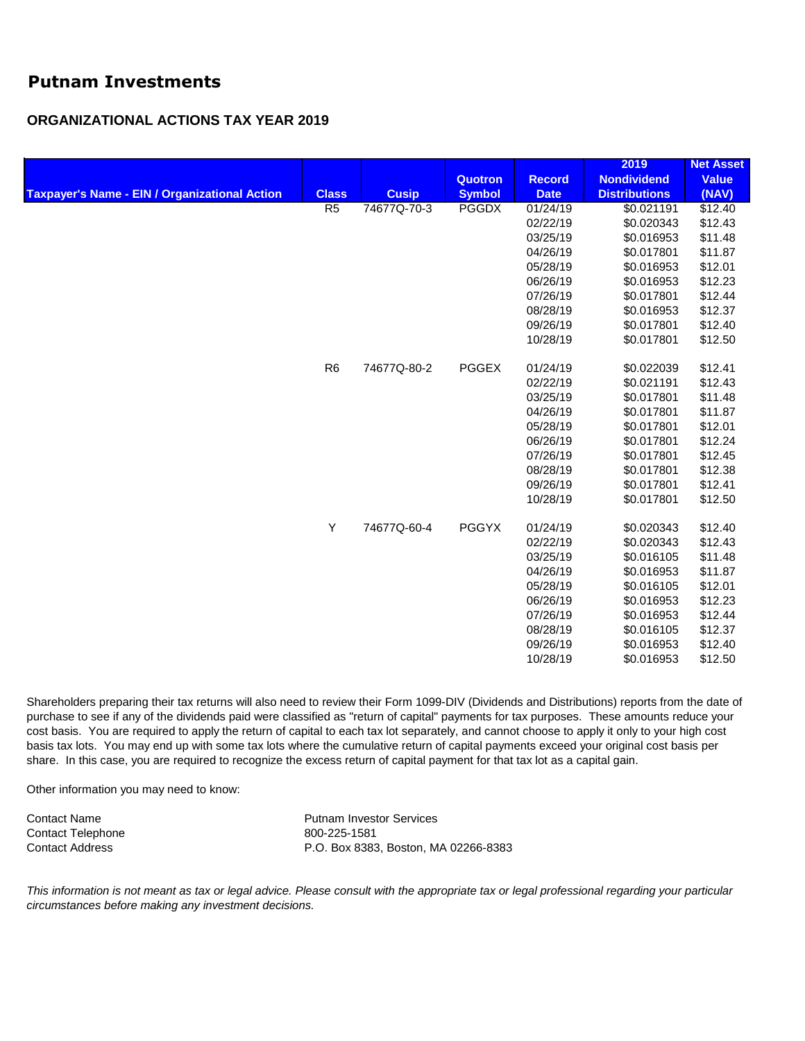## Putnam Investments

### ORGANIZATIONAL ACTIONS TAX YEAR 2019

| Taxpayer's Name - EIN / Organizational Action | Class | Cusip | Quotron Symbol | Record Date | 2019 Nondividend Distributions | Net Asset Value (NAV) |
|---|---|---|---|---|---|---|
| | R5 | 74677Q-70-3 | PGGDX | 01/24/19 | $0.021191 | $12.40 |
| | | | | 02/22/19 | $0.020343 | $12.43 |
| | | | | 03/25/19 | $0.016953 | $11.48 |
| | | | | 04/26/19 | $0.017801 | $11.87 |
| | | | | 05/28/19 | $0.016953 | $12.01 |
| | | | | 06/26/19 | $0.016953 | $12.23 |
| | | | | 07/26/19 | $0.017801 | $12.44 |
| | | | | 08/28/19 | $0.016953 | $12.37 |
| | | | | 09/26/19 | $0.017801 | $12.40 |
| | | | | 10/28/19 | $0.017801 | $12.50 |
| | R6 | 74677Q-80-2 | PGGEX | 01/24/19 | $0.022039 | $12.41 |
| | | | | 02/22/19 | $0.021191 | $12.43 |
| | | | | 03/25/19 | $0.017801 | $11.48 |
| | | | | 04/26/19 | $0.017801 | $11.87 |
| | | | | 05/28/19 | $0.017801 | $12.01 |
| | | | | 06/26/19 | $0.017801 | $12.24 |
| | | | | 07/26/19 | $0.017801 | $12.45 |
| | | | | 08/28/19 | $0.017801 | $12.38 |
| | | | | 09/26/19 | $0.017801 | $12.41 |
| | | | | 10/28/19 | $0.017801 | $12.50 |
| | Y | 74677Q-60-4 | PGGYX | 01/24/19 | $0.020343 | $12.40 |
| | | | | 02/22/19 | $0.020343 | $12.43 |
| | | | | 03/25/19 | $0.016105 | $11.48 |
| | | | | 04/26/19 | $0.016953 | $11.87 |
| | | | | 05/28/19 | $0.016105 | $12.01 |
| | | | | 06/26/19 | $0.016953 | $12.23 |
| | | | | 07/26/19 | $0.016953 | $12.44 |
| | | | | 08/28/19 | $0.016105 | $12.37 |
| | | | | 09/26/19 | $0.016953 | $12.40 |
| | | | | 10/28/19 | $0.016953 | $12.50 |

Shareholders preparing their tax returns will also need to review their Form 1099-DIV (Dividends and Distributions) reports from the date of purchase to see if any of the dividends paid were classified as "return of capital" payments for tax purposes. These amounts reduce your cost basis. You are required to apply the return of capital to each tax lot separately, and cannot choose to apply it only to your high cost basis tax lots. You may end up with some tax lots where the cumulative return of capital payments exceed your original cost basis per share. In this case, you are required to recognize the excess return of capital payment for that tax lot as a capital gain.

Other information you may need to know:

| | |
|---|---|
| Contact Name | Putnam Investor Services |
| Contact Telephone | 800-225-1581 |
| Contact Address | P.O. Box 8383, Boston, MA 02266-8383 |

*This information is not meant as tax or legal advice. Please consult with the appropriate tax or legal professional regarding your particular circumstances before making any investment decisions.*